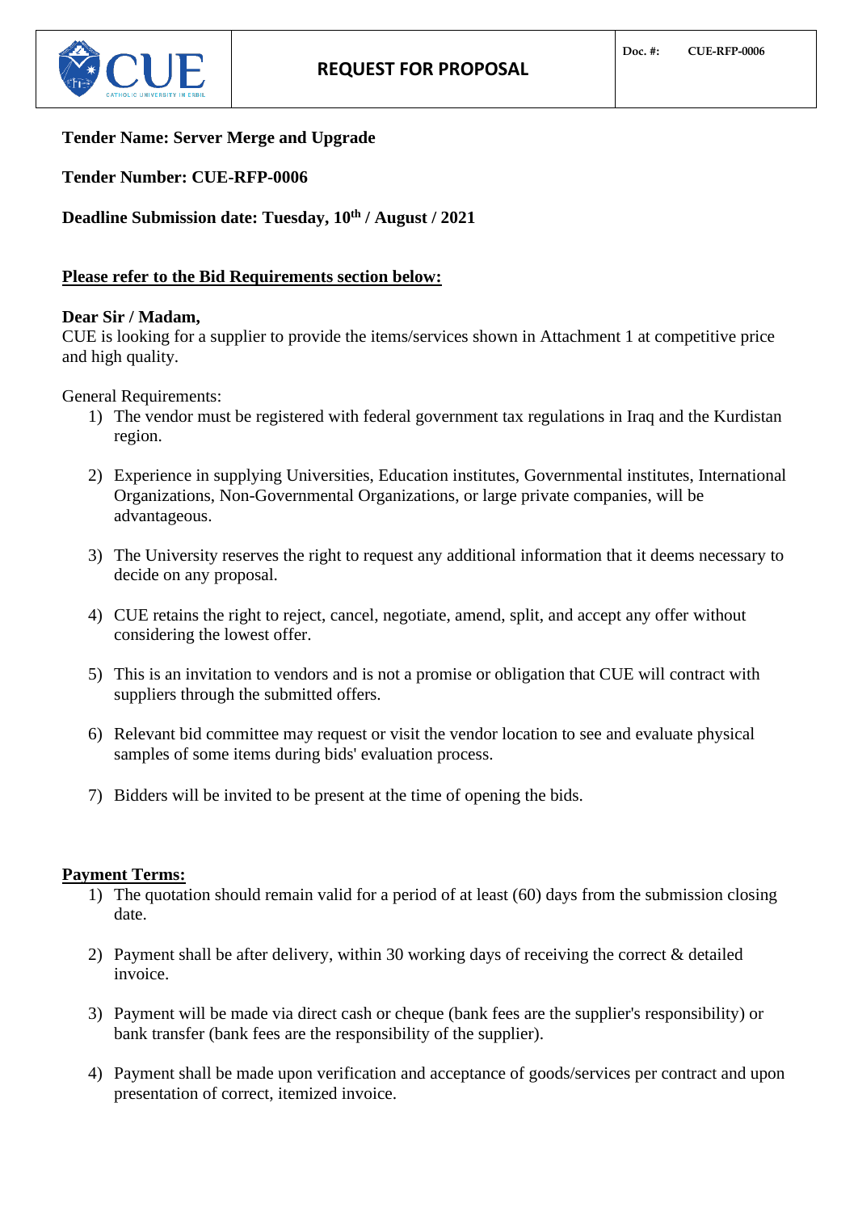| CUE CATHOLIC UNIVERSITY IN ERBIL | **REQUEST FOR PROPOSAL** | **Doc. #:** **CUE-RFP-0006** |
|---|---|---|

**Tender Name: Server Merge and Upgrade**

**Tender Number: CUE-RFP-0006**

**Deadline Submission date: Tuesday, 10th / August / 2021**

**Please refer to the Bid Requirements section below:**

**Dear Sir / Madam,**
CUE is looking for a supplier to provide the items/services shown in Attachment 1 at competitive price and high quality.

General Requirements:

1) The vendor must be registered with federal government tax regulations in Iraq and the Kurdistan region.

2) Experience in supplying Universities, Education institutes, Governmental institutes, International Organizations, Non-Governmental Organizations, or large private companies, will be advantageous.

3) The University reserves the right to request any additional information that it deems necessary to decide on any proposal.

4) CUE retains the right to reject, cancel, negotiate, amend, split, and accept any offer without considering the lowest offer.

5) This is an invitation to vendors and is not a promise or obligation that CUE will contract with suppliers through the submitted offers.

6) Relevant bid committee may request or visit the vendor location to see and evaluate physical samples of some items during bids' evaluation process.

7) Bidders will be invited to be present at the time of opening the bids.

**Payment Terms:**

1) The quotation should remain valid for a period of at least (60) days from the submission closing date.

2) Payment shall be after delivery, within 30 working days of receiving the correct & detailed invoice.

3) Payment will be made via direct cash or cheque (bank fees are the supplier's responsibility) or bank transfer (bank fees are the responsibility of the supplier).

4) Payment shall be made upon verification and acceptance of goods/services per contract and upon presentation of correct, itemized invoice.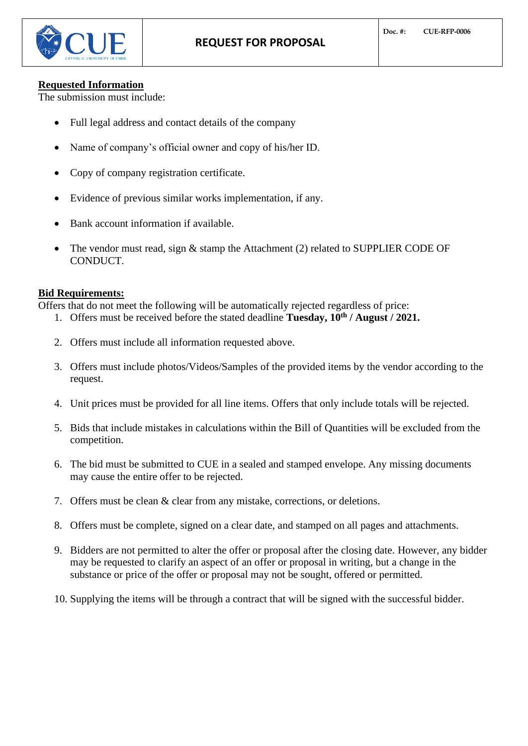**Requested Information**

The submission must include:

- Full legal address and contact details of the company
- Name of company's official owner and copy of his/her ID.
- Copy of company registration certificate.
- Evidence of previous similar works implementation, if any.
- Bank account information if available.
- The vendor must read, sign & stamp the Attachment (2) related to SUPPLIER CODE OF CONDUCT.

**Bid Requirements:**

Offers that do not meet the following will be automatically rejected regardless of price:

1. Offers must be received before the stated deadline **Tuesday, 10th / August / 2021.**
2. Offers must include all information requested above.
3. Offers must include photos/Videos/Samples of the provided items by the vendor according to the request.
4. Unit prices must be provided for all line items. Offers that only include totals will be rejected.
5. Bids that include mistakes in calculations within the Bill of Quantities will be excluded from the competition.
6. The bid must be submitted to CUE in a sealed and stamped envelope. Any missing documents may cause the entire offer to be rejected.
7. Offers must be clean & clear from any mistake, corrections, or deletions.
8. Offers must be complete, signed on a clear date, and stamped on all pages and attachments.
9. Bidders are not permitted to alter the offer or proposal after the closing date. However, any bidder may be requested to clarify an aspect of an offer or proposal in writing, but a change in the substance or price of the offer or proposal may not be sought, offered or permitted.
10. Supplying the items will be through a contract that will be signed with the successful bidder.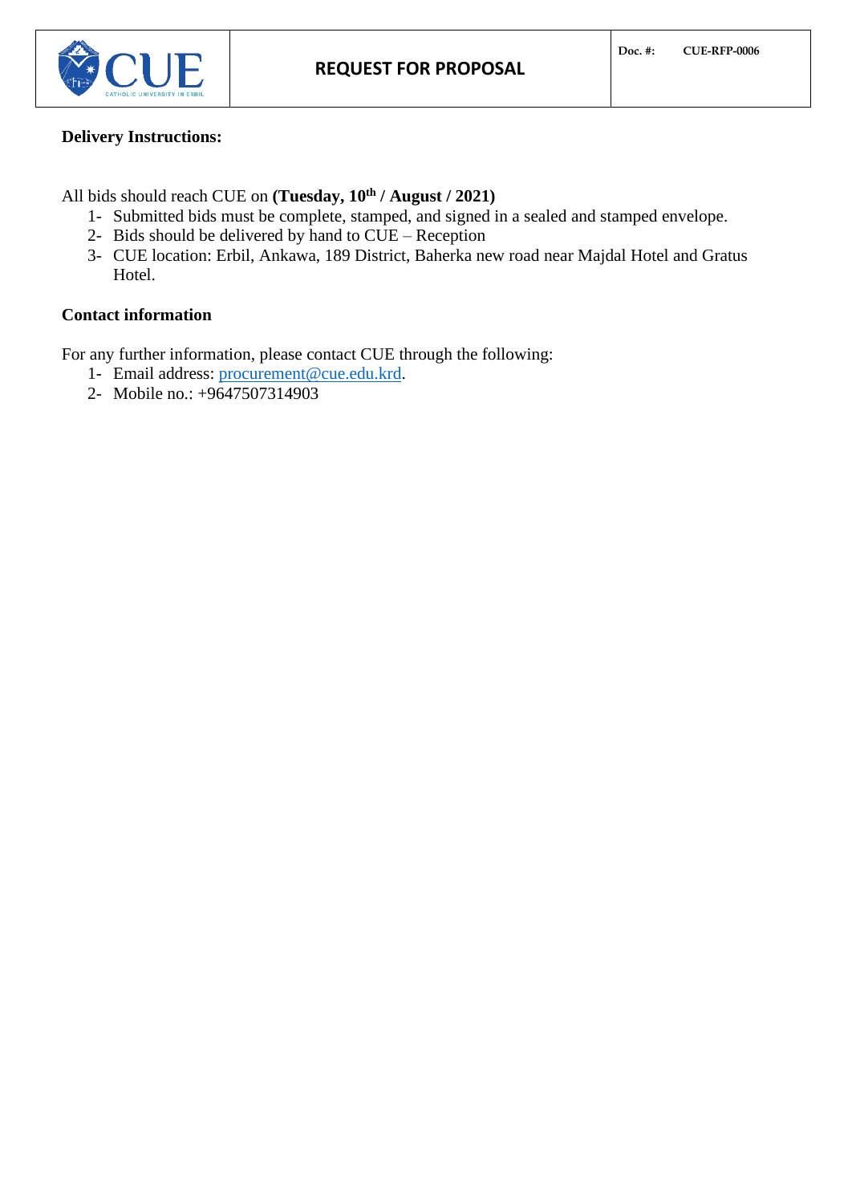**Delivery Instructions:**

All bids should reach CUE on **(Tuesday, 10th / August / 2021)**

1- Submitted bids must be complete, stamped, and signed in a sealed and stamped envelope.
2- Bids should be delivered by hand to CUE – Reception
3- CUE location: Erbil, Ankawa, 189 District, Baherka new road near Majdal Hotel and Gratus Hotel.

**Contact information**

For any further information, please contact CUE through the following:

1- Email address: procurement@cue.edu.krd.
2- Mobile no.: +9647507314903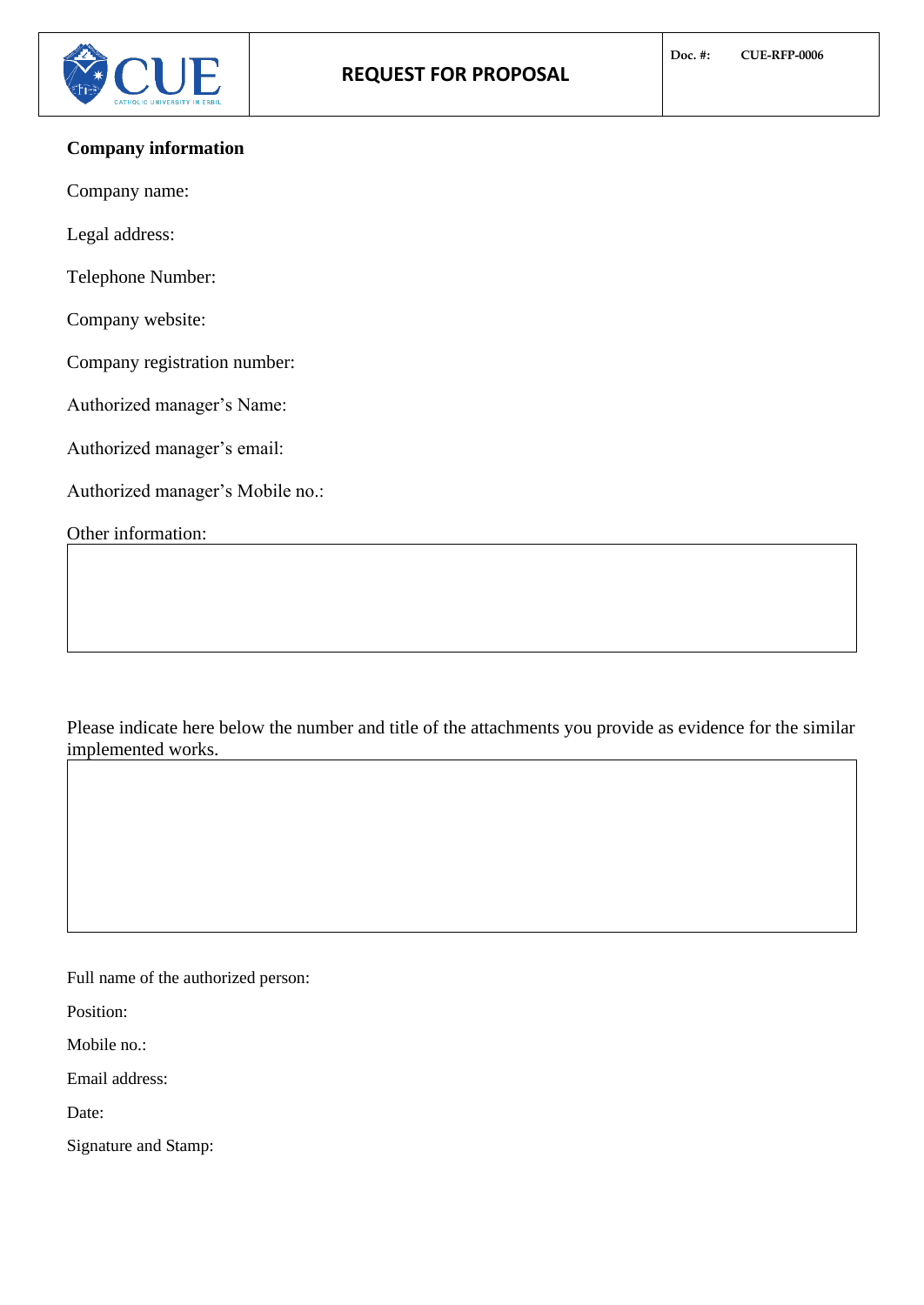**Company information**

Company name:

Legal address:

Telephone Number:

Company website:

Company registration number:

Authorized manager's Name:

Authorized manager's email:

Authorized manager's Mobile no.:

Other information:

| |
|---|
| |

Please indicate here below the number and title of the attachments you provide as evidence for the similar implemented works.

| |
|---|
| |

Full name of the authorized person:

Position:

Mobile no.:

Email address:

Date:

Signature and Stamp: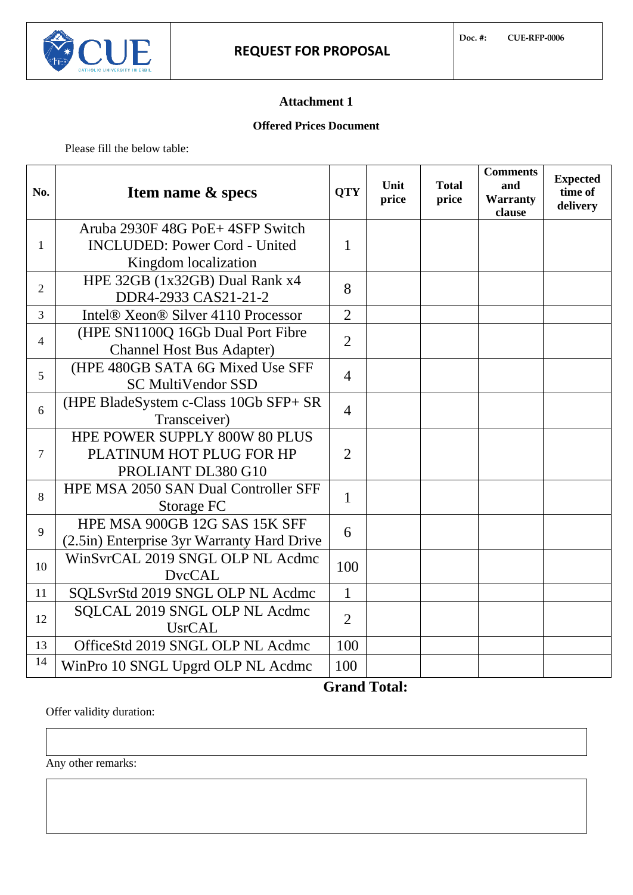| CUE | REQUEST FOR PROPOSAL | Doc. #: CUE-RFP-0006 |
|---|---|---|

**Attachment 1**

**Offered Prices Document**

Please fill the below table:

| No. | Item name & specs | QTY | Unit price | Total price | Comments and Warranty clause | Expected time of delivery |
|---|---|---|---|---|---|---|
| 1 | Aruba 2930F 48G PoE+ 4SFP Switch INCLUDED: Power Cord - United Kingdom localization | 1 | | | | |
| 2 | HPE 32GB (1x32GB) Dual Rank x4 DDR4-2933 CAS21-21-2 | 8 | | | | |
| 3 | Intel® Xeon® Silver 4110 Processor | 2 | | | | |
| 4 | (HPE SN1100Q 16Gb Dual Port Fibre Channel Host Bus Adapter) | 2 | | | | |
| 5 | (HPE 480GB SATA 6G Mixed Use SFF SC MultiVendor SSD | 4 | | | | |
| 6 | (HPE BladeSystem c-Class 10Gb SFP+ SR Transceiver) | 4 | | | | |
| 7 | HPE POWER SUPPLY 800W 80 PLUS PLATINUM HOT PLUG FOR HP PROLIANT DL380 G10 | 2 | | | | |
| 8 | HPE MSA 2050 SAN Dual Controller SFF Storage FC | 1 | | | | |
| 9 | HPE MSA 900GB 12G SAS 15K SFF (2.5in) Enterprise 3yr Warranty Hard Drive | 6 | | | | |
| 10 | WinSvrCAL 2019 SNGL OLP NL Acdmc DvcCAL | 100 | | | | |
| 11 | SQLSvrStd 2019 SNGL OLP NL Acdmc | 1 | | | | |
| 12 | SQLCAL 2019 SNGL OLP NL Acdmc UsrCAL | 2 | | | | |
| 13 | OfficeStd 2019 SNGL OLP NL Acdmc | 100 | | | | |
| 14 | WinPro 10 SNGL Upgrd OLP NL Acdmc | 100 | | | | |

**Grand Total:**

Offer validity duration:

Any other remarks: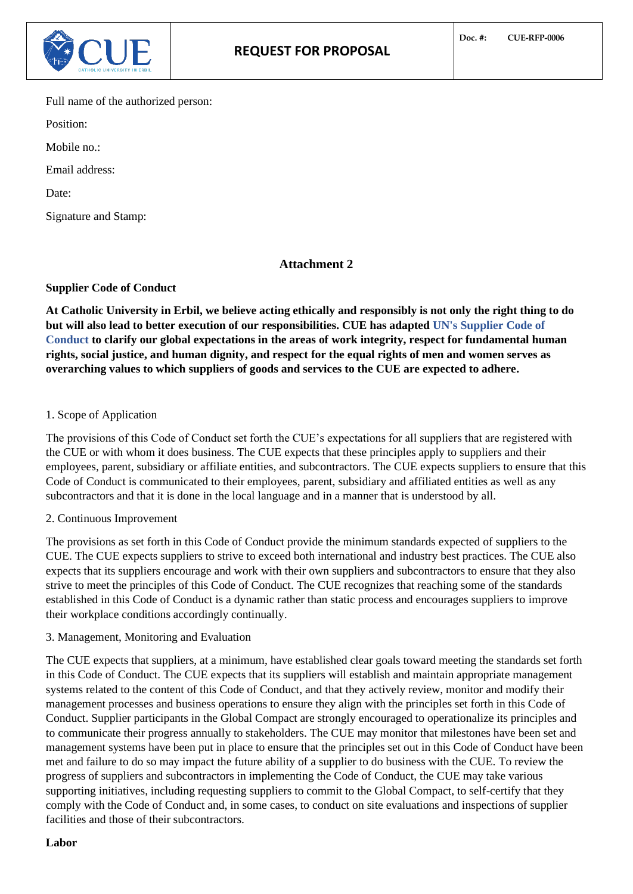Full name of the authorized person:

Position:

Mobile no.:

Email address:

Date:

Signature and Stamp:

## Attachment 2

**Supplier Code of Conduct**

**At Catholic University in Erbil, we believe acting ethically and responsibly is not only the right thing to do but will also lead to better execution of our responsibilities. CUE has adapted UN's Supplier Code of Conduct to clarify our global expectations in the areas of work integrity, respect for fundamental human rights, social justice, and human dignity, and respect for the equal rights of men and women serves as overarching values to which suppliers of goods and services to the CUE are expected to adhere.**

1. Scope of Application

The provisions of this Code of Conduct set forth the CUE's expectations for all suppliers that are registered with the CUE or with whom it does business. The CUE expects that these principles apply to suppliers and their employees, parent, subsidiary or affiliate entities, and subcontractors. The CUE expects suppliers to ensure that this Code of Conduct is communicated to their employees, parent, subsidiary and affiliated entities as well as any subcontractors and that it is done in the local language and in a manner that is understood by all.

2. Continuous Improvement

The provisions as set forth in this Code of Conduct provide the minimum standards expected of suppliers to the CUE. The CUE expects suppliers to strive to exceed both international and industry best practices. The CUE also expects that its suppliers encourage and work with their own suppliers and subcontractors to ensure that they also strive to meet the principles of this Code of Conduct. The CUE recognizes that reaching some of the standards established in this Code of Conduct is a dynamic rather than static process and encourages suppliers to improve their workplace conditions accordingly continually.

3. Management, Monitoring and Evaluation

The CUE expects that suppliers, at a minimum, have established clear goals toward meeting the standards set forth in this Code of Conduct. The CUE expects that its suppliers will establish and maintain appropriate management systems related to the content of this Code of Conduct, and that they actively review, monitor and modify their management processes and business operations to ensure they align with the principles set forth in this Code of Conduct. Supplier participants in the Global Compact are strongly encouraged to operationalize its principles and to communicate their progress annually to stakeholders. The CUE may monitor that milestones have been set and management systems have been put in place to ensure that the principles set out in this Code of Conduct have been met and failure to do so may impact the future ability of a supplier to do business with the CUE. To review the progress of suppliers and subcontractors in implementing the Code of Conduct, the CUE may take various supporting initiatives, including requesting suppliers to commit to the Global Compact, to self-certify that they comply with the Code of Conduct and, in some cases, to conduct on site evaluations and inspections of supplier facilities and those of their subcontractors.

**Labor**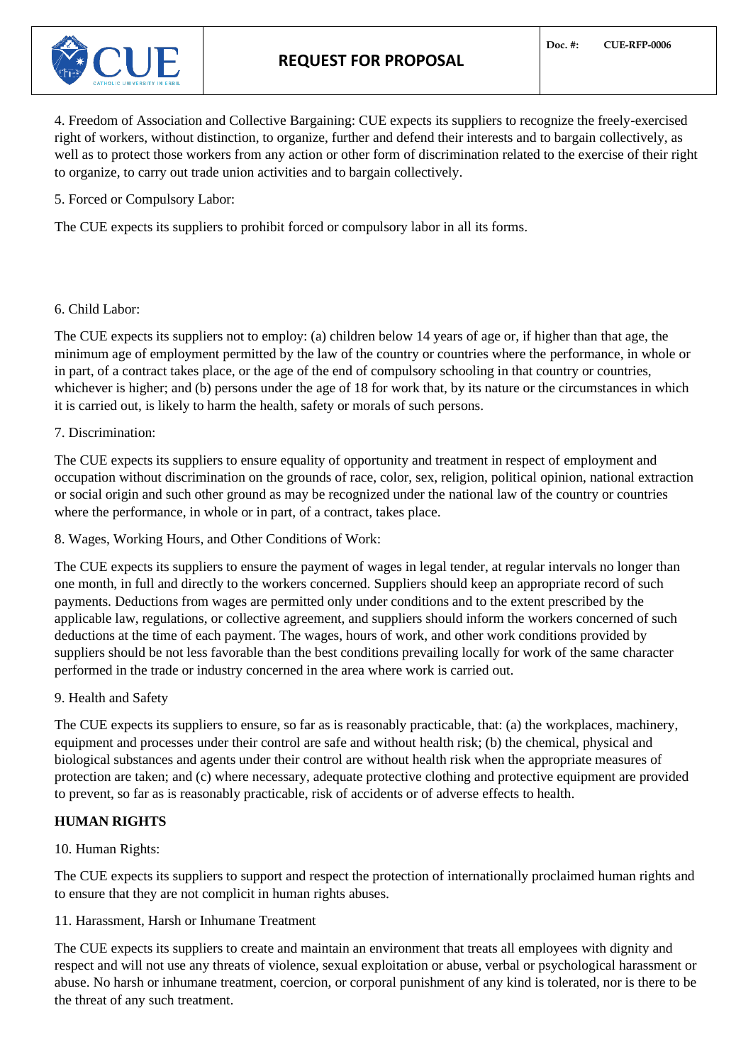4. Freedom of Association and Collective Bargaining: CUE expects its suppliers to recognize the freely-exercised right of workers, without distinction, to organize, further and defend their interests and to bargain collectively, as well as to protect those workers from any action or other form of discrimination related to the exercise of their right to organize, to carry out trade union activities and to bargain collectively.

5. Forced or Compulsory Labor:

The CUE expects its suppliers to prohibit forced or compulsory labor in all its forms.

6. Child Labor:

The CUE expects its suppliers not to employ: (a) children below 14 years of age or, if higher than that age, the minimum age of employment permitted by the law of the country or countries where the performance, in whole or in part, of a contract takes place, or the age of the end of compulsory schooling in that country or countries, whichever is higher; and (b) persons under the age of 18 for work that, by its nature or the circumstances in which it is carried out, is likely to harm the health, safety or morals of such persons.

7. Discrimination:

The CUE expects its suppliers to ensure equality of opportunity and treatment in respect of employment and occupation without discrimination on the grounds of race, color, sex, religion, political opinion, national extraction or social origin and such other ground as may be recognized under the national law of the country or countries where the performance, in whole or in part, of a contract, takes place.

8. Wages, Working Hours, and Other Conditions of Work:

The CUE expects its suppliers to ensure the payment of wages in legal tender, at regular intervals no longer than one month, in full and directly to the workers concerned. Suppliers should keep an appropriate record of such payments. Deductions from wages are permitted only under conditions and to the extent prescribed by the applicable law, regulations, or collective agreement, and suppliers should inform the workers concerned of such deductions at the time of each payment. The wages, hours of work, and other work conditions provided by suppliers should be not less favorable than the best conditions prevailing locally for work of the same character performed in the trade or industry concerned in the area where work is carried out.

9. Health and Safety

The CUE expects its suppliers to ensure, so far as is reasonably practicable, that: (a) the workplaces, machinery, equipment and processes under their control are safe and without health risk; (b) the chemical, physical and biological substances and agents under their control are without health risk when the appropriate measures of protection are taken; and (c) where necessary, adequate protective clothing and protective equipment are provided to prevent, so far as is reasonably practicable, risk of accidents or of adverse effects to health.

**HUMAN RIGHTS**

10. Human Rights:

The CUE expects its suppliers to support and respect the protection of internationally proclaimed human rights and to ensure that they are not complicit in human rights abuses.

11. Harassment, Harsh or Inhumane Treatment

The CUE expects its suppliers to create and maintain an environment that treats all employees with dignity and respect and will not use any threats of violence, sexual exploitation or abuse, verbal or psychological harassment or abuse. No harsh or inhumane treatment, coercion, or corporal punishment of any kind is tolerated, nor is there to be the threat of any such treatment.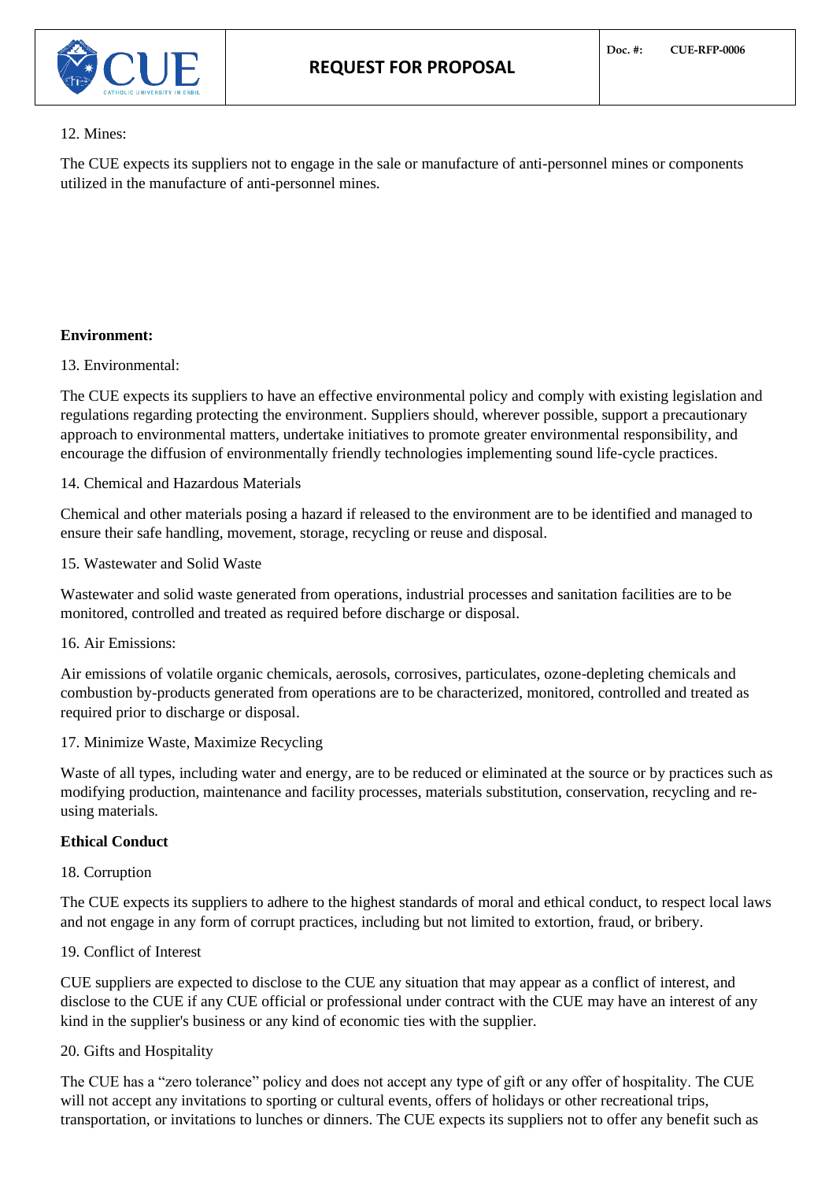12. Mines:

The CUE expects its suppliers not to engage in the sale or manufacture of anti-personnel mines or components utilized in the manufacture of anti-personnel mines.

**Environment:**

13. Environmental:

The CUE expects its suppliers to have an effective environmental policy and comply with existing legislation and regulations regarding protecting the environment. Suppliers should, wherever possible, support a precautionary approach to environmental matters, undertake initiatives to promote greater environmental responsibility, and encourage the diffusion of environmentally friendly technologies implementing sound life-cycle practices.

14. Chemical and Hazardous Materials

Chemical and other materials posing a hazard if released to the environment are to be identified and managed to ensure their safe handling, movement, storage, recycling or reuse and disposal.

15. Wastewater and Solid Waste

Wastewater and solid waste generated from operations, industrial processes and sanitation facilities are to be monitored, controlled and treated as required before discharge or disposal.

16. Air Emissions:

Air emissions of volatile organic chemicals, aerosols, corrosives, particulates, ozone-depleting chemicals and combustion by-products generated from operations are to be characterized, monitored, controlled and treated as required prior to discharge or disposal.

17. Minimize Waste, Maximize Recycling

Waste of all types, including water and energy, are to be reduced or eliminated at the source or by practices such as modifying production, maintenance and facility processes, materials substitution, conservation, recycling and re-using materials.

**Ethical Conduct**

18. Corruption

The CUE expects its suppliers to adhere to the highest standards of moral and ethical conduct, to respect local laws and not engage in any form of corrupt practices, including but not limited to extortion, fraud, or bribery.

19. Conflict of Interest

CUE suppliers are expected to disclose to the CUE any situation that may appear as a conflict of interest, and disclose to the CUE if any CUE official or professional under contract with the CUE may have an interest of any kind in the supplier's business or any kind of economic ties with the supplier.

20. Gifts and Hospitality

The CUE has a "zero tolerance" policy and does not accept any type of gift or any offer of hospitality. The CUE will not accept any invitations to sporting or cultural events, offers of holidays or other recreational trips, transportation, or invitations to lunches or dinners. The CUE expects its suppliers not to offer any benefit such as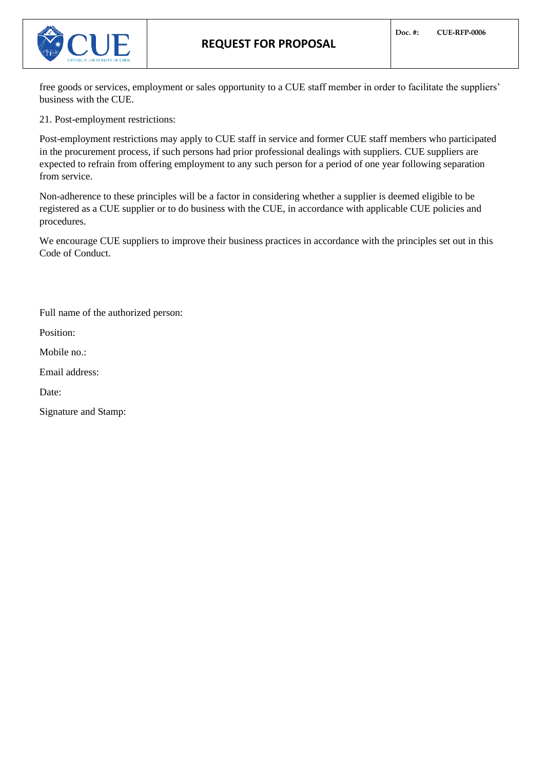free goods or services, employment or sales opportunity to a CUE staff member in order to facilitate the suppliers' business with the CUE.

21. Post-employment restrictions:

Post-employment restrictions may apply to CUE staff in service and former CUE staff members who participated in the procurement process, if such persons had prior professional dealings with suppliers. CUE suppliers are expected to refrain from offering employment to any such person for a period of one year following separation from service.

Non-adherence to these principles will be a factor in considering whether a supplier is deemed eligible to be registered as a CUE supplier or to do business with the CUE, in accordance with applicable CUE policies and procedures.

We encourage CUE suppliers to improve their business practices in accordance with the principles set out in this Code of Conduct.

Full name of the authorized person:

Position:

Mobile no.:

Email address:

Date:

Signature and Stamp: